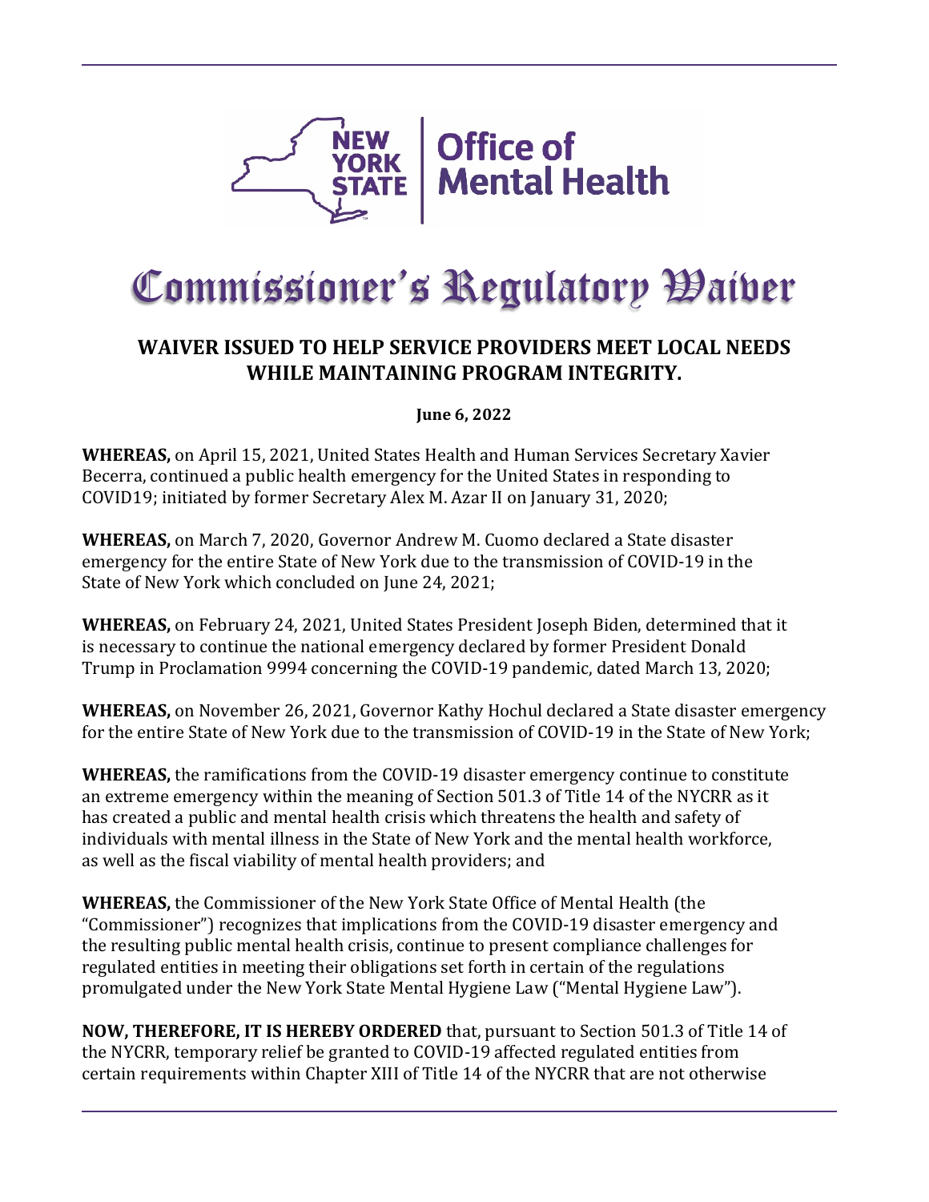New York State Office of Mental Health

# Commissioner's Regulatory Waiver

## WAIVER ISSUED TO HELP SERVICE PROVIDERS MEET LOCAL NEEDS WHILE MAINTAINING PROGRAM INTEGRITY.

**June 6, 2022**

**WHEREAS,** on April 15, 2021, United States Health and Human Services Secretary Xavier Becerra, continued a public health emergency for the United States in responding to COVID19; initiated by former Secretary Alex M. Azar II on January 31, 2020;

**WHEREAS,** on March 7, 2020, Governor Andrew M. Cuomo declared a State disaster emergency for the entire State of New York due to the transmission of COVID-19 in the State of New York which concluded on June 24, 2021;

**WHEREAS,** on February 24, 2021, United States President Joseph Biden, determined that it is necessary to continue the national emergency declared by former President Donald Trump in Proclamation 9994 concerning the COVID-19 pandemic, dated March 13, 2020;

**WHEREAS,** on November 26, 2021, Governor Kathy Hochul declared a State disaster emergency for the entire State of New York due to the transmission of COVID-19 in the State of New York;

**WHEREAS,** the ramifications from the COVID-19 disaster emergency continue to constitute an extreme emergency within the meaning of Section 501.3 of Title 14 of the NYCRR as it has created a public and mental health crisis which threatens the health and safety of individuals with mental illness in the State of New York and the mental health workforce, as well as the fiscal viability of mental health providers; and

**WHEREAS,** the Commissioner of the New York State Office of Mental Health (the "Commissioner") recognizes that implications from the COVID-19 disaster emergency and the resulting public mental health crisis, continue to present compliance challenges for regulated entities in meeting their obligations set forth in certain of the regulations promulgated under the New York State Mental Hygiene Law ("Mental Hygiene Law").

**NOW, THEREFORE, IT IS HEREBY ORDERED** that, pursuant to Section 501.3 of Title 14 of the NYCRR, temporary relief be granted to COVID-19 affected regulated entities from certain requirements within Chapter XIII of Title 14 of the NYCRR that are not otherwise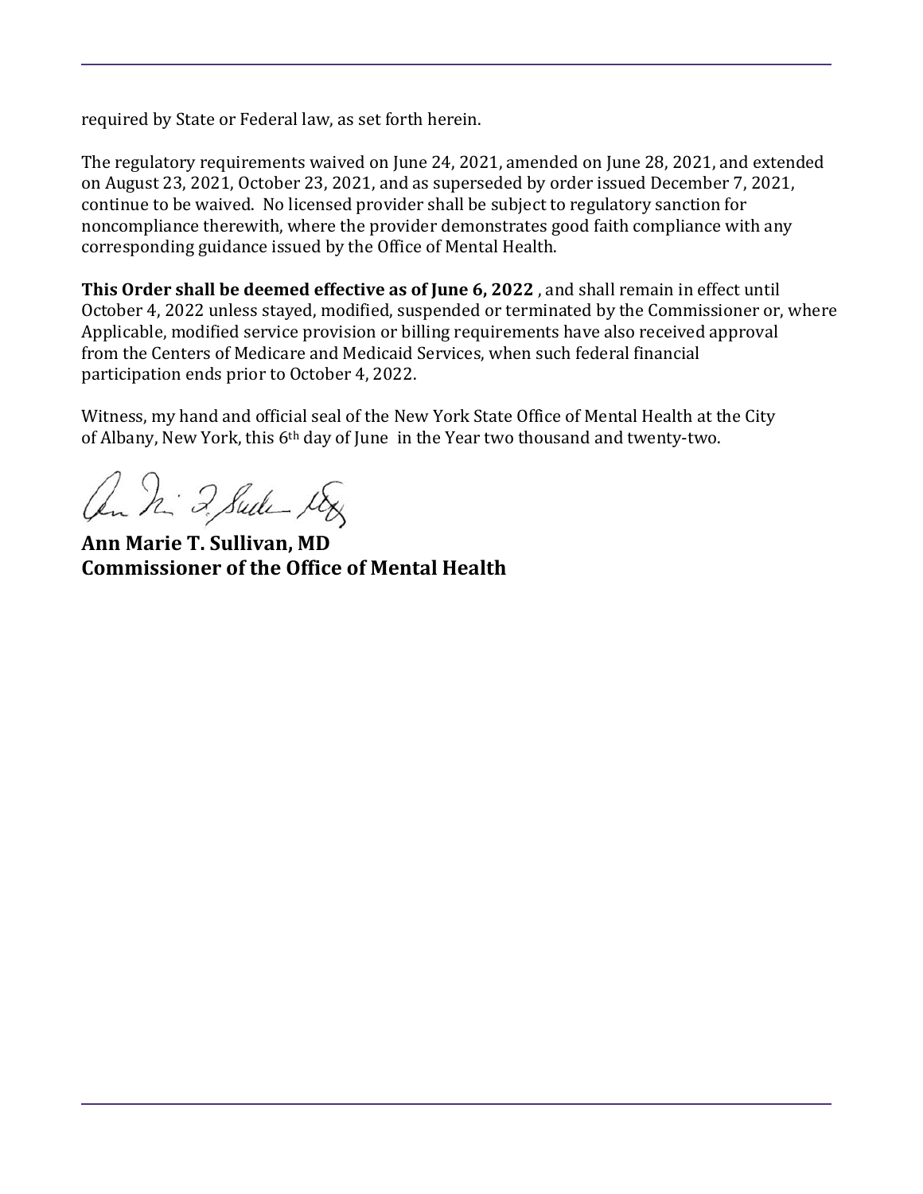required by State or Federal law, as set forth herein.

The regulatory requirements waived on June 24, 2021, amended on June 28, 2021, and extended on August 23, 2021, October 23, 2021, and as superseded by order issued December 7, 2021, continue to be waived. No licensed provider shall be subject to regulatory sanction for noncompliance therewith, where the provider demonstrates good faith compliance with any corresponding guidance issued by the Office of Mental Health.

**This Order shall be deemed effective as of June 6, 2022** , and shall remain in effect until October 4, 2022 unless stayed, modified, suspended or terminated by the Commissioner or, where Applicable, modified service provision or billing requirements have also received approval from the Centers of Medicare and Medicaid Services, when such federal financial participation ends prior to October 4, 2022.

Witness, my hand and official seal of the New York State Office of Mental Health at the City of Albany, New York, this 6th day of June in the Year two thousand and twenty-two.

**Ann Marie T. Sullivan, MD**
**Commissioner of the Office of Mental Health**